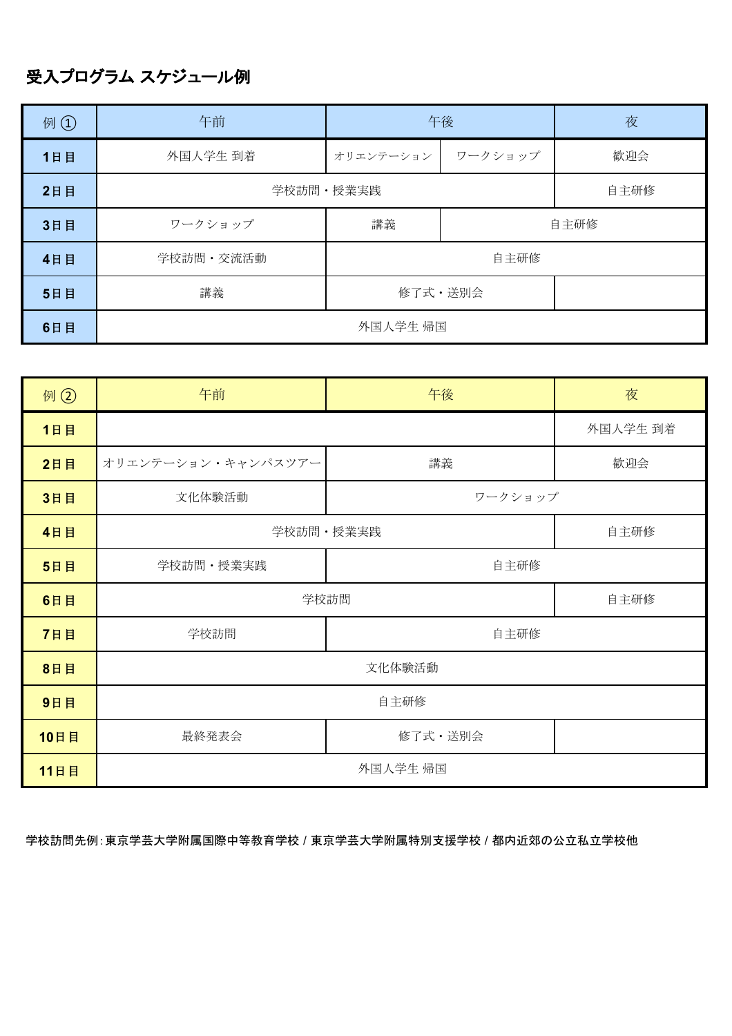## 受入プログラム スケジュール例

| 例 ① | 午前 | 午後 | | 夜 |
|---|---|---|---|---|
| **1日目** | 外国人学生 到着 | オリエンテーション | ワークショップ | 歓迎会 |
| **2日目** | 学校訪問・授業実践 | | | 自主研修 |
| **3日目** | ワークショップ | 講義 | 自主研修 | |
| **4日目** | 学校訪問・交流活動 | 自主研修 | | |
| **5日目** | 講義 | 修了式・送別会 | | |
| **6日目** | 外国人学生 帰国 | | | |

| 例 ② | 午前 | 午後 | 夜 |
|---|---|---|---|
| **1日目** | | | 外国人学生 到着 |
| **2日目** | オリエンテーション・キャンパスツアー | 講義 | 歓迎会 |
| **3日目** | 文化体験活動 | ワークショップ | |
| **4日目** | 学校訪問・授業実践 | | 自主研修 |
| **5日目** | 学校訪問・授業実践 | 自主研修 | |
| **6日目** | 学校訪問 | | 自主研修 |
| **7日目** | 学校訪問 | 自主研修 | |
| **8日目** | 文化体験活動 | | |
| **9日目** | 自主研修 | | |
| **10日目** | 最終発表会 | 修了式・送別会 | |
| **11日目** | 外国人学生 帰国 | | |

**学校訪問先例:東京学芸大学附属国際中等教育学校 / 東京学芸大学附属特別支援学校 / 都内近郊の公立私立学校他**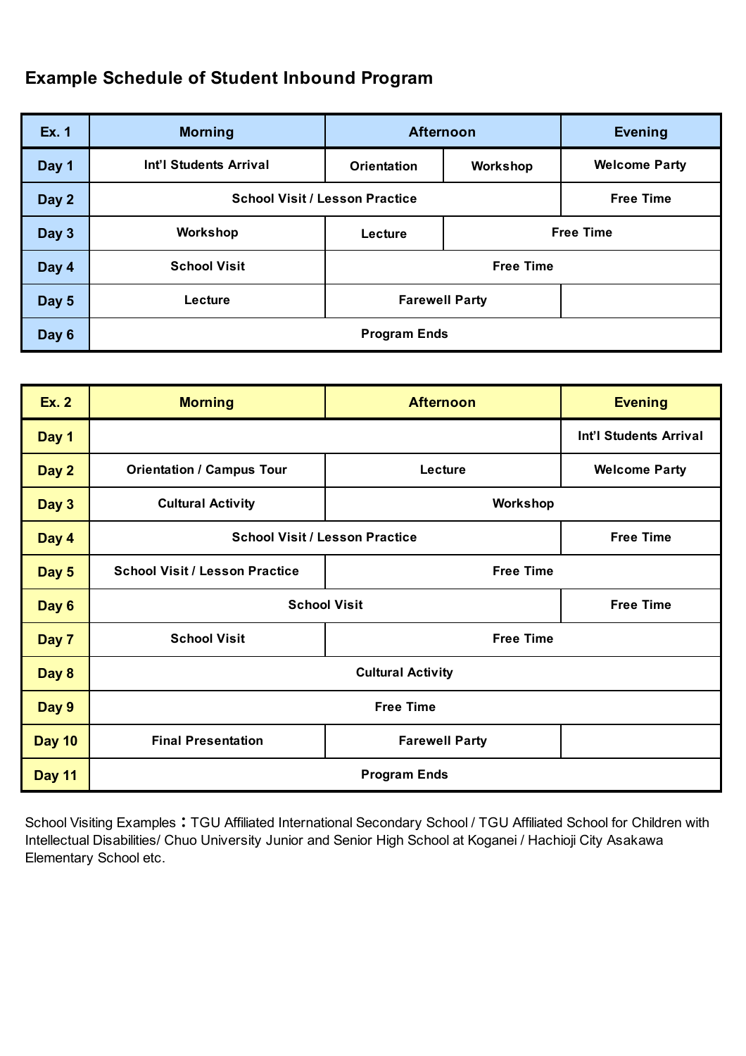## Example Schedule of Student Inbound Program

| Ex. 1 | Morning | Afternoon | | Evening |
|---|---|---|---|---|
| Day 1 | Int'l Students Arrival | Orientation | Workshop | Welcome Party |
| Day 2 | School Visit / Lesson Practice | | | Free Time |
| Day 3 | Workshop | Lecture | Free Time | |
| Day 4 | School Visit | Free Time | | |
| Day 5 | Lecture | Farewell Party | | |
| Day 6 | Program Ends | | | |

| Ex. 2 | Morning | Afternoon | Evening |
|---|---|---|---|
| Day 1 | | | Int'l Students Arrival |
| Day 2 | Orientation / Campus Tour | Lecture | Welcome Party |
| Day 3 | Cultural Activity | Workshop | |
| Day 4 | School Visit / Lesson Practice | | Free Time |
| Day 5 | School Visit / Lesson Practice | Free Time | |
| Day 6 | School Visit | | Free Time |
| Day 7 | School Visit | Free Time | |
| Day 8 | Cultural Activity | | |
| Day 9 | Free Time | | |
| Day 10 | Final Presentation | Farewell Party | |
| Day 11 | Program Ends | | |

School Visiting Examples：TGU Affiliated International Secondary School / TGU Affiliated School for Children with Intellectual Disabilities/ Chuo University Junior and Senior High School at Koganei / Hachioji City Asakawa Elementary School etc.